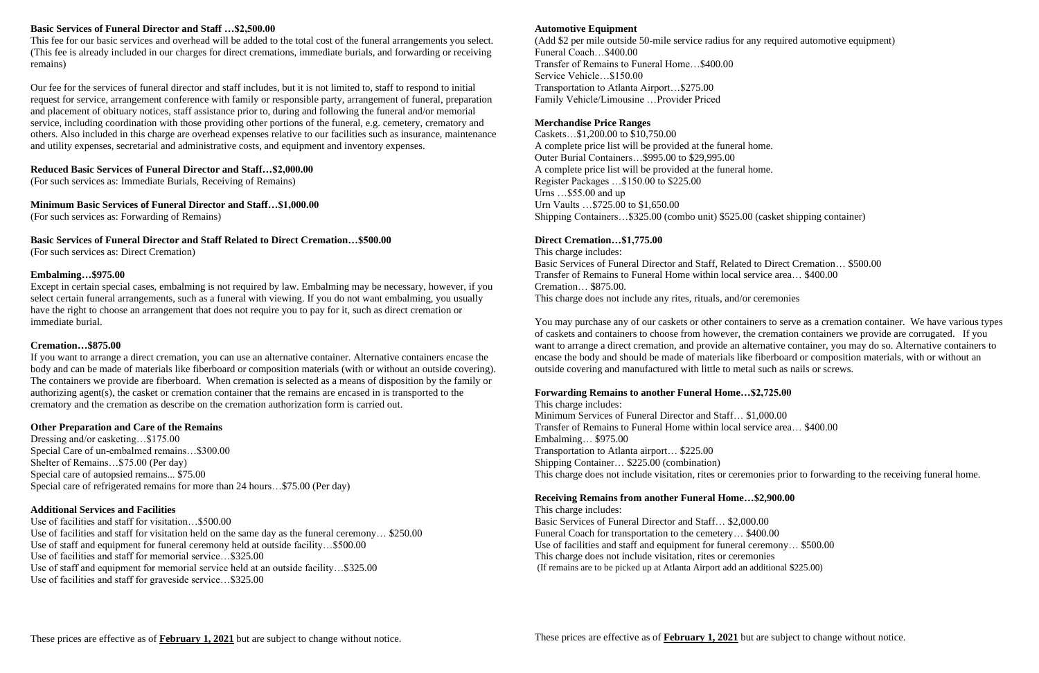**Basic Services of Funeral Director and Staff …$2,500.00**

This fee for our basic services and overhead will be added to the total cost of the funeral arrangements you select. (This fee is already included in our charges for direct cremations, immediate burials, and forwarding or receiving remains)

Our fee for the services of funeral director and staff includes, but it is not limited to, staff to respond to initial request for service, arrangement conference with family or responsible party, arrangement of funeral, preparation and placement of obituary notices, staff assistance prior to, during and following the funeral and/or memorial service, including coordination with those providing other portions of the funeral, e.g. cemetery, crematory and others. Also included in this charge are overhead expenses relative to our facilities such as insurance, maintenance and utility expenses, secretarial and administrative costs, and equipment and inventory expenses.

**Reduced Basic Services of Funeral Director and Staff…$2,000.00**

(For such services as: Immediate Burials, Receiving of Remains)

**Minimum Basic Services of Funeral Director and Staff…$1,000.00**

(For such services as: Forwarding of Remains)

**Basic Services of Funeral Director and Staff Related to Direct Cremation…$500.00**

(For such services as: Direct Cremation)

**Embalming…$975.00**

Except in certain special cases, embalming is not required by law. Embalming may be necessary, however, if you select certain funeral arrangements, such as a funeral with viewing. If you do not want embalming, you usually have the right to choose an arrangement that does not require you to pay for it, such as direct cremation or immediate burial.

**Cremation…$875.00**

If you want to arrange a direct cremation, you can use an alternative container. Alternative containers encase the body and can be made of materials like fiberboard or composition materials (with or without an outside covering). The containers we provide are fiberboard. When cremation is selected as a means of disposition by the family or authorizing agent(s), the casket or cremation container that the remains are encased in is transported to the crematory and the cremation as describe on the cremation authorization form is carried out.

**Other Preparation and Care of the Remains**

Dressing and/or casketing…$175.00
Special Care of un-embalmed remains…$300.00
Shelter of Remains…$75.00 (Per day)
Special care of autopsied remains... $75.00
Special care of refrigerated remains for more than 24 hours…$75.00 (Per day)

**Additional Services and Facilities**

Use of facilities and staff for visitation…$500.00
Use of facilities and staff for visitation held on the same day as the funeral ceremony… $250.00
Use of staff and equipment for funeral ceremony held at outside facility…$500.00
Use of facilities and staff for memorial service…$325.00
Use of staff and equipment for memorial service held at an outside facility…$325.00
Use of facilities and staff for graveside service…$325.00

These prices are effective as of **February 1, 2021** but are subject to change without notice.

**Automotive Equipment**

(Add $2 per mile outside 50-mile service radius for any required automotive equipment)
Funeral Coach…$400.00
Transfer of Remains to Funeral Home…$400.00
Service Vehicle…$150.00
Transportation to Atlanta Airport…$275.00
Family Vehicle/Limousine …Provider Priced

**Merchandise Price Ranges**

Caskets…$1,200.00 to $10,750.00
A complete price list will be provided at the funeral home.
Outer Burial Containers…$995.00 to $29,995.00
A complete price list will be provided at the funeral home.
Register Packages …$150.00 to $225.00
Urns …$55.00 and up
Urn Vaults …$725.00 to $1,650.00
Shipping Containers…$325.00 (combo unit) $525.00 (casket shipping container)

**Direct Cremation…$1,775.00**

This charge includes:
Basic Services of Funeral Director and Staff, Related to Direct Cremation… $500.00
Transfer of Remains to Funeral Home within local service area… $400.00
Cremation… $875.00.
This charge does not include any rites, rituals, and/or ceremonies

You may purchase any of our caskets or other containers to serve as a cremation container. We have various types of caskets and containers to choose from however, the cremation containers we provide are corrugated. If you want to arrange a direct cremation, and provide an alternative container, you may do so. Alternative containers to encase the body and should be made of materials like fiberboard or composition materials, with or without an outside covering and manufactured with little to metal such as nails or screws.

**Forwarding Remains to another Funeral Home…$2,725.00**

This charge includes:
Minimum Services of Funeral Director and Staff… $1,000.00
Transfer of Remains to Funeral Home within local service area… $400.00
Embalming… $975.00
Transportation to Atlanta airport… $225.00
Shipping Container… $225.00 (combination)
This charge does not include visitation, rites or ceremonies prior to forwarding to the receiving funeral home.

**Receiving Remains from another Funeral Home…$2,900.00**

This charge includes:
Basic Services of Funeral Director and Staff… $2,000.00
Funeral Coach for transportation to the cemetery… $400.00
Use of facilities and staff and equipment for funeral ceremony… $500.00
This charge does not include visitation, rites or ceremonies
(If remains are to be picked up at Atlanta Airport add an additional $225.00)

These prices are effective as of **February 1, 2021** but are subject to change without notice.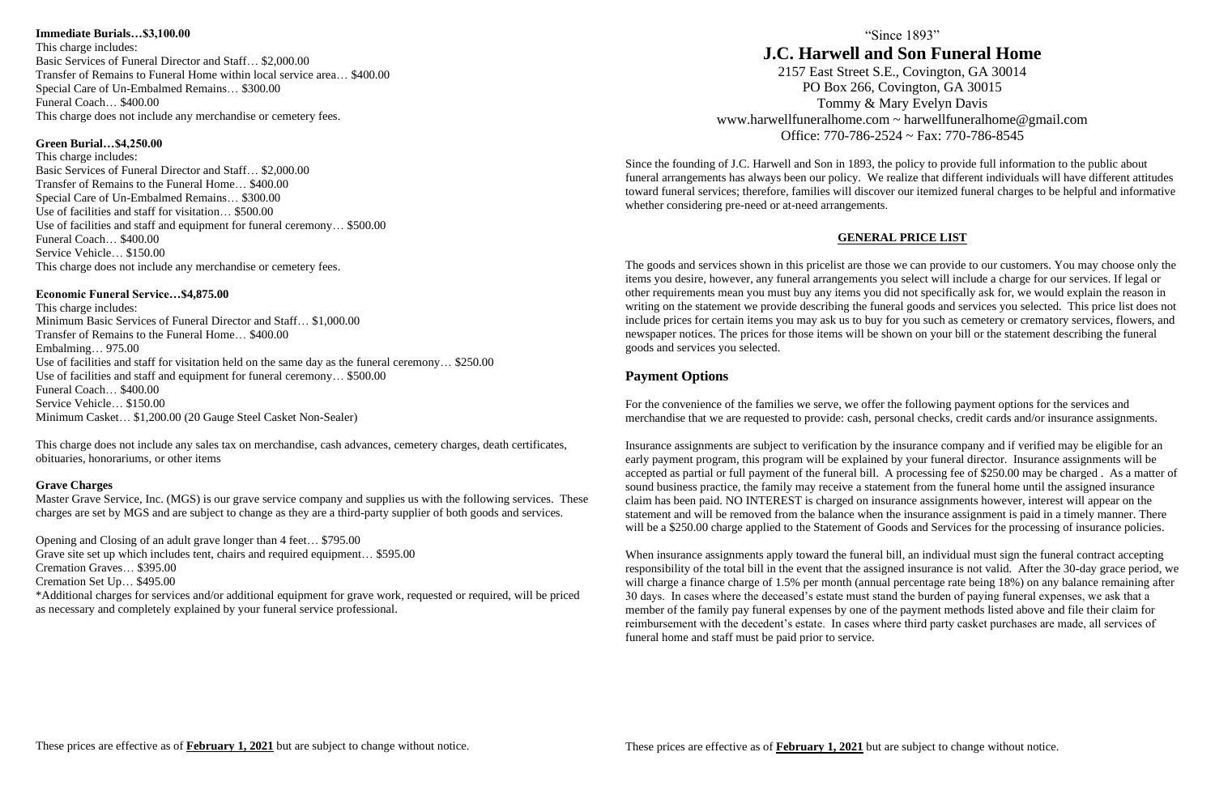**Immediate Burials…$3,100.00**

This charge includes:
Basic Services of Funeral Director and Staff… $2,000.00
Transfer of Remains to Funeral Home within local service area… $400.00
Special Care of Un-Embalmed Remains… $300.00
Funeral Coach… $400.00
This charge does not include any merchandise or cemetery fees.

**Green Burial…$4,250.00**

This charge includes:
Basic Services of Funeral Director and Staff… $2,000.00
Transfer of Remains to the Funeral Home… $400.00
Special Care of Un-Embalmed Remains… $300.00
Use of facilities and staff for visitation… $500.00
Use of facilities and staff and equipment for funeral ceremony… $500.00
Funeral Coach… $400.00
Service Vehicle… $150.00
This charge does not include any merchandise or cemetery fees.

**Economic Funeral Service…$4,875.00**

This charge includes:
Minimum Basic Services of Funeral Director and Staff… $1,000.00
Transfer of Remains to the Funeral Home… $400.00
Embalming… 975.00
Use of facilities and staff for visitation held on the same day as the funeral ceremony… $250.00
Use of facilities and staff and equipment for funeral ceremony… $500.00
Funeral Coach… $400.00
Service Vehicle… $150.00
Minimum Casket… $1,200.00 (20 Gauge Steel Casket Non-Sealer)

This charge does not include any sales tax on merchandise, cash advances, cemetery charges, death certificates, obituaries, honorariums, or other items

**Grave Charges**

Master Grave Service, Inc. (MGS) is our grave service company and supplies us with the following services. These charges are set by MGS and are subject to change as they are a third-party supplier of both goods and services.

Opening and Closing of an adult grave longer than 4 feet… $795.00
Grave site set up which includes tent, chairs and required equipment… $595.00
Cremation Graves… $395.00
Cremation Set Up… $495.00
*Additional charges for services and/or additional equipment for grave work, requested or required, will be priced as necessary and completely explained by your funeral service professional.

These prices are effective as of **February 1, 2021** but are subject to change without notice.

"Since 1893"

# J.C. Harwell and Son Funeral Home

2157 East Street S.E., Covington, GA 30014
PO Box 266, Covington, GA 30015
Tommy & Mary Evelyn Davis
www.harwellfuneralhome.com ~ harwellfuneralhome@gmail.com
Office: 770-786-2524 ~ Fax: 770-786-8545

Since the founding of J.C. Harwell and Son in 1893, the policy to provide full information to the public about funeral arrangements has always been our policy. We realize that different individuals will have different attitudes toward funeral services; therefore, families will discover our itemized funeral charges to be helpful and informative whether considering pre-need or at-need arrangements.

## GENERAL PRICE LIST

The goods and services shown in this pricelist are those we can provide to our customers. You may choose only the items you desire, however, any funeral arrangements you select will include a charge for our services. If legal or other requirements mean you must buy any items you did not specifically ask for, we would explain the reason in writing on the statement we provide describing the funeral goods and services you selected. This price list does not include prices for certain items you may ask us to buy for you such as cemetery or crematory services, flowers, and newspaper notices. The prices for those items will be shown on your bill or the statement describing the funeral goods and services you selected.

## Payment Options

For the convenience of the families we serve, we offer the following payment options for the services and merchandise that we are requested to provide: cash, personal checks, credit cards and/or insurance assignments.

Insurance assignments are subject to verification by the insurance company and if verified may be eligible for an early payment program, this program will be explained by your funeral director. Insurance assignments will be accepted as partial or full payment of the funeral bill. A processing fee of $250.00 may be charged . As a matter of sound business practice, the family may receive a statement from the funeral home until the assigned insurance claim has been paid. NO INTEREST is charged on insurance assignments however, interest will appear on the statement and will be removed from the balance when the insurance assignment is paid in a timely manner. There will be a $250.00 charge applied to the Statement of Goods and Services for the processing of insurance policies.

When insurance assignments apply toward the funeral bill, an individual must sign the funeral contract accepting responsibility of the total bill in the event that the assigned insurance is not valid. After the 30-day grace period, we will charge a finance charge of 1.5% per month (annual percentage rate being 18%) on any balance remaining after 30 days. In cases where the deceased's estate must stand the burden of paying funeral expenses, we ask that a member of the family pay funeral expenses by one of the payment methods listed above and file their claim for reimbursement with the decedent's estate. In cases where third party casket purchases are made, all services of funeral home and staff must be paid prior to service.

These prices are effective as of **February 1, 2021** but are subject to change without notice.